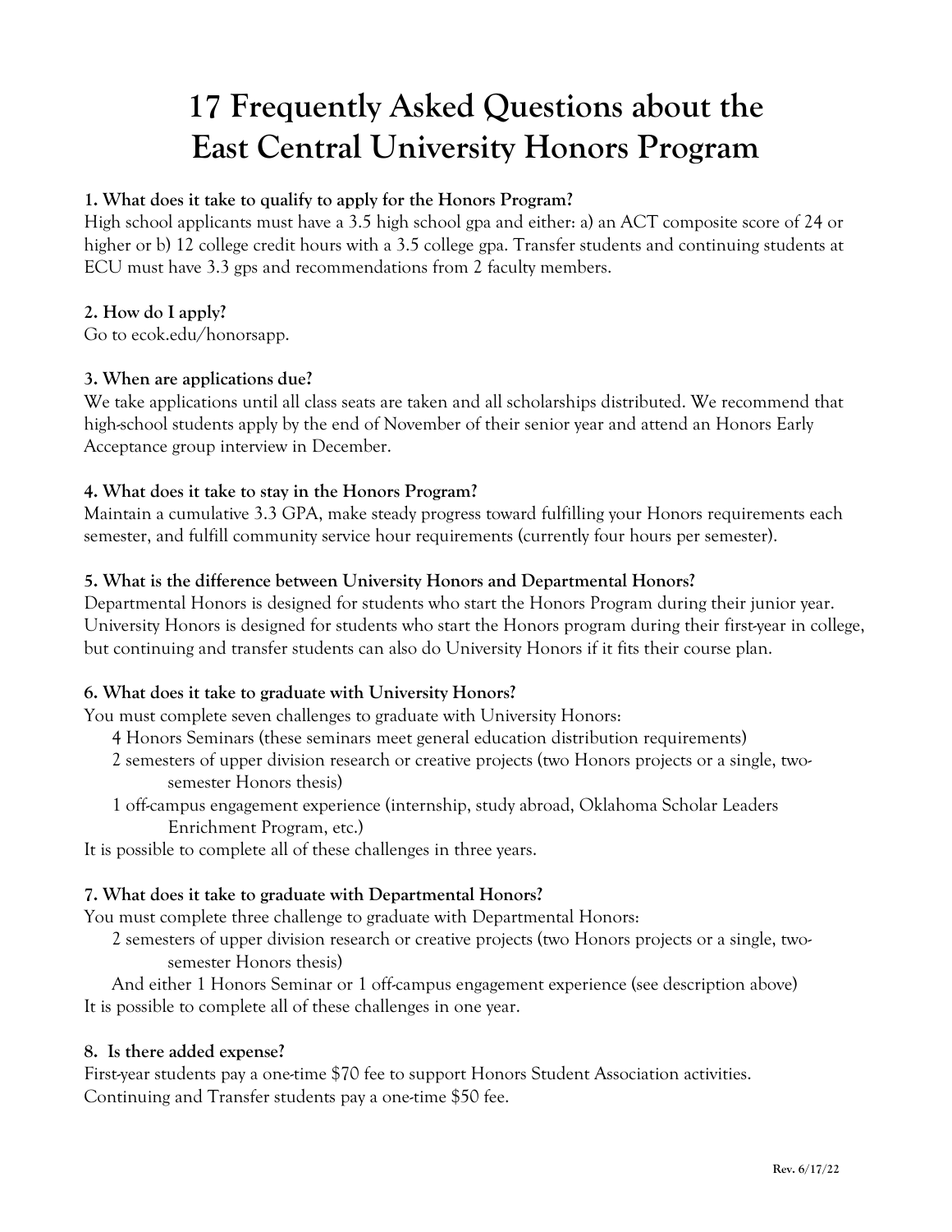# 17 Frequently Asked Questions about the East Central University Honors Program

**1. What does it take to qualify to apply for the Honors Program?**

High school applicants must have a 3.5 high school gpa and either: a) an ACT composite score of 24 or higher or b) 12 college credit hours with a 3.5 college gpa. Transfer students and continuing students at ECU must have 3.3 gps and recommendations from 2 faculty members.

**2. How do I apply?**

Go to ecok.edu/honorsapp.

**3. When are applications due?**

We take applications until all class seats are taken and all scholarships distributed. We recommend that high-school students apply by the end of November of their senior year and attend an Honors Early Acceptance group interview in December.

**4. What does it take to stay in the Honors Program?**

Maintain a cumulative 3.3 GPA, make steady progress toward fulfilling your Honors requirements each semester, and fulfill community service hour requirements (currently four hours per semester).

**5. What is the difference between University Honors and Departmental Honors?**

Departmental Honors is designed for students who start the Honors Program during their junior year. University Honors is designed for students who start the Honors program during their first-year in college, but continuing and transfer students can also do University Honors if it fits their course plan.

**6. What does it take to graduate with University Honors?**

You must complete seven challenges to graduate with University Honors:

- 4 Honors Seminars (these seminars meet general education distribution requirements)
- 2 semesters of upper division research or creative projects (two Honors projects or a single, two-semester Honors thesis)
- 1 off-campus engagement experience (internship, study abroad, Oklahoma Scholar Leaders Enrichment Program, etc.)

It is possible to complete all of these challenges in three years.

**7. What does it take to graduate with Departmental Honors?**

You must complete three challenge to graduate with Departmental Honors:

- 2 semesters of upper division research or creative projects (two Honors projects or a single, two-semester Honors thesis)
- And either 1 Honors Seminar or 1 off-campus engagement experience (see description above)

It is possible to complete all of these challenges in one year.

**8. Is there added expense?**

First-year students pay a one-time $70 fee to support Honors Student Association activities. Continuing and Transfer students pay a one-time $50 fee.

Rev. 6/17/22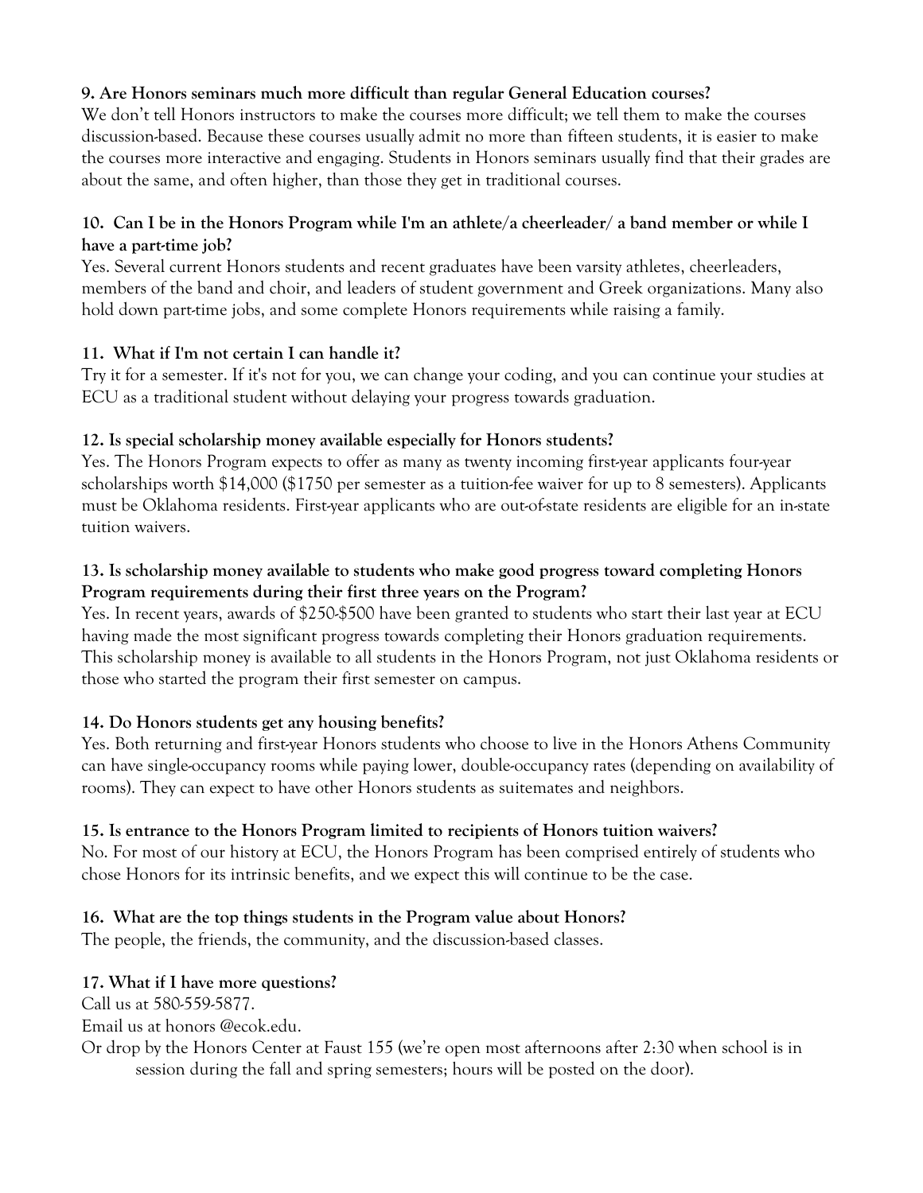**9. Are Honors seminars much more difficult than regular General Education courses?**
We don't tell Honors instructors to make the courses more difficult; we tell them to make the courses discussion-based. Because these courses usually admit no more than fifteen students, it is easier to make the courses more interactive and engaging. Students in Honors seminars usually find that their grades are about the same, and often higher, than those they get in traditional courses.

**10. Can I be in the Honors Program while I'm an athlete/a cheerleader/ a band member or while I have a part-time job?**
Yes. Several current Honors students and recent graduates have been varsity athletes, cheerleaders, members of the band and choir, and leaders of student government and Greek organizations. Many also hold down part-time jobs, and some complete Honors requirements while raising a family.

**11. What if I'm not certain I can handle it?**
Try it for a semester. If it's not for you, we can change your coding, and you can continue your studies at ECU as a traditional student without delaying your progress towards graduation.

**12. Is special scholarship money available especially for Honors students?**
Yes. The Honors Program expects to offer as many as twenty incoming first-year applicants four-year scholarships worth $14,000 ($1750 per semester as a tuition-fee waiver for up to 8 semesters). Applicants must be Oklahoma residents. First-year applicants who are out-of-state residents are eligible for an in-state tuition waivers.

**13. Is scholarship money available to students who make good progress toward completing Honors Program requirements during their first three years on the Program?**
Yes. In recent years, awards of $250-$500 have been granted to students who start their last year at ECU having made the most significant progress towards completing their Honors graduation requirements. This scholarship money is available to all students in the Honors Program, not just Oklahoma residents or those who started the program their first semester on campus.

**14. Do Honors students get any housing benefits?**
Yes. Both returning and first-year Honors students who choose to live in the Honors Athens Community can have single-occupancy rooms while paying lower, double-occupancy rates (depending on availability of rooms). They can expect to have other Honors students as suitemates and neighbors.

**15. Is entrance to the Honors Program limited to recipients of Honors tuition waivers?**
No. For most of our history at ECU, the Honors Program has been comprised entirely of students who chose Honors for its intrinsic benefits, and we expect this will continue to be the case.

**16. What are the top things students in the Program value about Honors?**
The people, the friends, the community, and the discussion-based classes.

**17. What if I have more questions?**
Call us at 580-559-5877.
Email us at honors @ecok.edu.
Or drop by the Honors Center at Faust 155 (we're open most afternoons after 2:30 when school is in session during the fall and spring semesters; hours will be posted on the door).